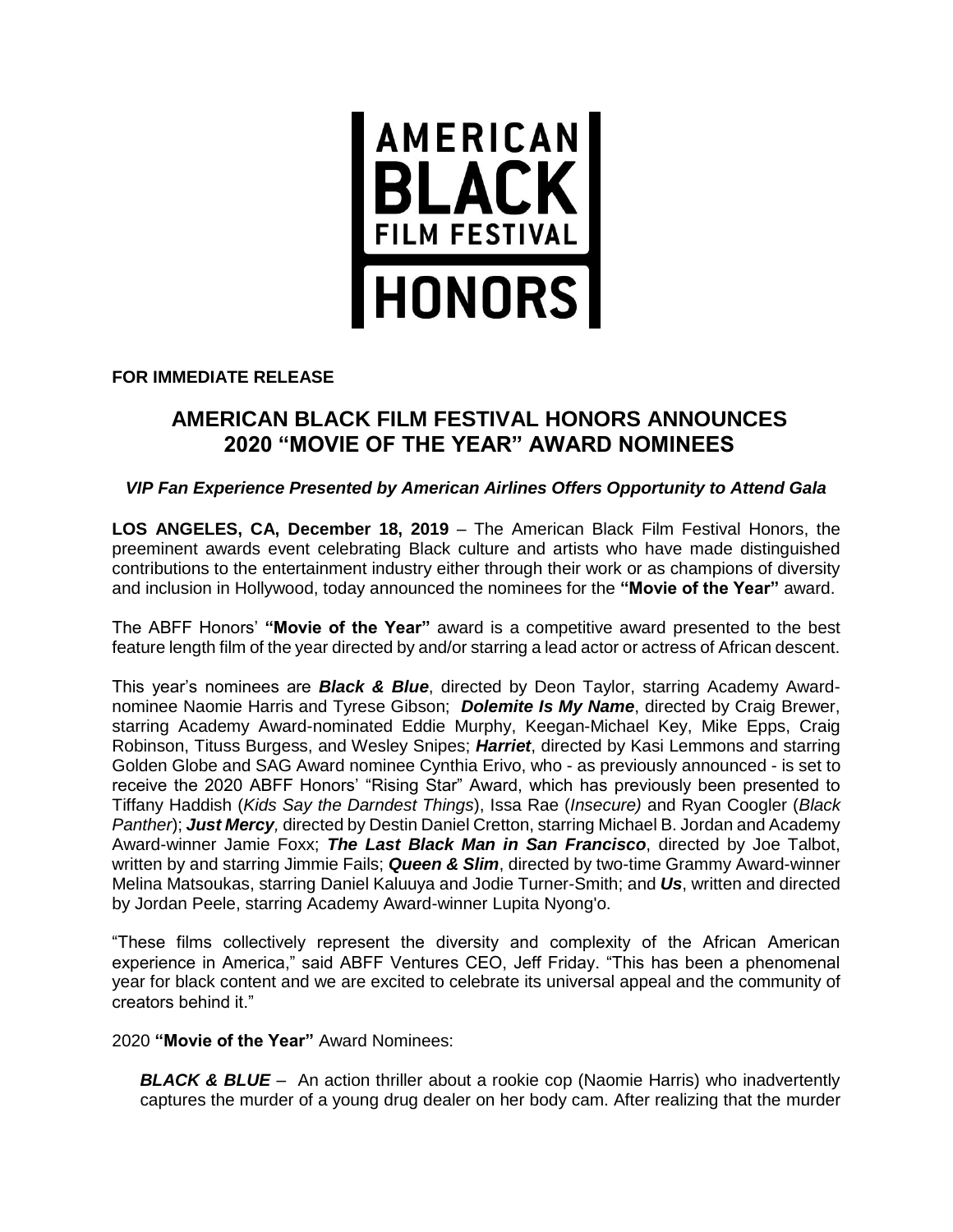AMERICAN BLACK FILM FESTIVAL HONORS

**FOR IMMEDIATE RELEASE**

# AMERICAN BLACK FILM FESTIVAL HONORS ANNOUNCES 2020 "MOVIE OF THE YEAR" AWARD NOMINEES

***VIP Fan Experience Presented by American Airlines Offers Opportunity to Attend Gala***

**LOS ANGELES, CA, December 18, 2019** – The American Black Film Festival Honors, the preeminent awards event celebrating Black culture and artists who have made distinguished contributions to the entertainment industry either through their work or as champions of diversity and inclusion in Hollywood, today announced the nominees for the **"Movie of the Year"** award.

The ABFF Honors' **"Movie of the Year"** award is a competitive award presented to the best feature length film of the year directed by and/or starring a lead actor or actress of African descent.

This year's nominees are ***Black & Blue***, directed by Deon Taylor, starring Academy Award-nominee Naomie Harris and Tyrese Gibson; ***Dolemite Is My Name***, directed by Craig Brewer, starring Academy Award-nominated Eddie Murphy, Keegan-Michael Key, Mike Epps, Craig Robinson, Tituss Burgess, and Wesley Snipes; ***Harriet***, directed by Kasi Lemmons and starring Golden Globe and SAG Award nominee Cynthia Erivo, who - as previously announced - is set to receive the 2020 ABFF Honors' "Rising Star" Award, which has previously been presented to Tiffany Haddish (*Kids Say the Darndest Things*), Issa Rae (*Insecure)* and Ryan Coogler (*Black Panther*); ***Just Mercy***, directed by Destin Daniel Cretton, starring Michael B. Jordan and Academy Award-winner Jamie Foxx; ***The Last Black Man in San Francisco***, directed by Joe Talbot, written by and starring Jimmie Fails; ***Queen & Slim***, directed by two-time Grammy Award-winner Melina Matsoukas, starring Daniel Kaluuya and Jodie Turner-Smith; and ***Us***, written and directed by Jordan Peele, starring Academy Award-winner Lupita Nyong'o.

"These films collectively represent the diversity and complexity of the African American experience in America," said ABFF Ventures CEO, Jeff Friday. "This has been a phenomenal year for black content and we are excited to celebrate its universal appeal and the community of creators behind it."

2020 **"Movie of the Year"** Award Nominees:

***BLACK & BLUE*** – An action thriller about a rookie cop (Naomie Harris) who inadvertently captures the murder of a young drug dealer on her body cam. After realizing that the murder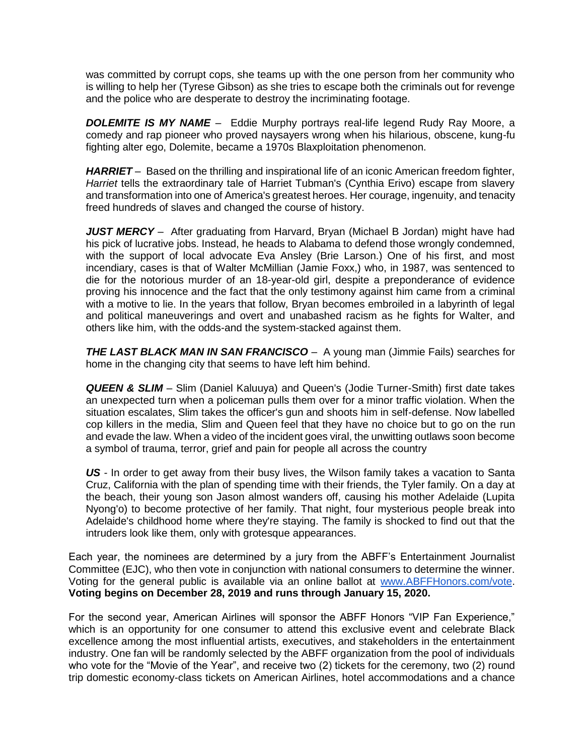was committed by corrupt cops, she teams up with the one person from her community who is willing to help her (Tyrese Gibson) as she tries to escape both the criminals out for revenge and the police who are desperate to destroy the incriminating footage.

***DOLEMITE IS MY NAME*** – Eddie Murphy portrays real-life legend Rudy Ray Moore, a comedy and rap pioneer who proved naysayers wrong when his hilarious, obscene, kung-fu fighting alter ego, Dolemite, became a 1970s Blaxploitation phenomenon.

***HARRIET*** – Based on the thrilling and inspirational life of an iconic American freedom fighter, *Harriet* tells the extraordinary tale of Harriet Tubman's (Cynthia Erivo) escape from slavery and transformation into one of America's greatest heroes. Her courage, ingenuity, and tenacity freed hundreds of slaves and changed the course of history.

***JUST MERCY*** – After graduating from Harvard, Bryan (Michael B Jordan) might have had his pick of lucrative jobs. Instead, he heads to Alabama to defend those wrongly condemned, with the support of local advocate Eva Ansley (Brie Larson.) One of his first, and most incendiary, cases is that of Walter McMillian (Jamie Foxx,) who, in 1987, was sentenced to die for the notorious murder of an 18-year-old girl, despite a preponderance of evidence proving his innocence and the fact that the only testimony against him came from a criminal with a motive to lie. In the years that follow, Bryan becomes embroiled in a labyrinth of legal and political maneuverings and overt and unabashed racism as he fights for Walter, and others like him, with the odds-and the system-stacked against them.

***THE LAST BLACK MAN IN SAN FRANCISCO*** – A young man (Jimmie Fails) searches for home in the changing city that seems to have left him behind.

***QUEEN & SLIM*** – Slim (Daniel Kaluuya) and Queen's (Jodie Turner-Smith) first date takes an unexpected turn when a policeman pulls them over for a minor traffic violation. When the situation escalates, Slim takes the officer's gun and shoots him in self-defense. Now labelled cop killers in the media, Slim and Queen feel that they have no choice but to go on the run and evade the law. When a video of the incident goes viral, the unwitting outlaws soon become a symbol of trauma, terror, grief and pain for people all across the country

***US*** - In order to get away from their busy lives, the Wilson family takes a vacation to Santa Cruz, California with the plan of spending time with their friends, the Tyler family. On a day at the beach, their young son Jason almost wanders off, causing his mother Adelaide (Lupita Nyong'o) to become protective of her family. That night, four mysterious people break into Adelaide's childhood home where they're staying. The family is shocked to find out that the intruders look like them, only with grotesque appearances.

Each year, the nominees are determined by a jury from the ABFF's Entertainment Journalist Committee (EJC), who then vote in conjunction with national consumers to determine the winner. Voting for the general public is available via an online ballot at [www.ABFFHonors.com/vote](http://www.ABFFHonors.com/vote). **Voting begins on December 28, 2019 and runs through January 15, 2020.**

For the second year, American Airlines will sponsor the ABFF Honors "VIP Fan Experience," which is an opportunity for one consumer to attend this exclusive event and celebrate Black excellence among the most influential artists, executives, and stakeholders in the entertainment industry. One fan will be randomly selected by the ABFF organization from the pool of individuals who vote for the "Movie of the Year", and receive two (2) tickets for the ceremony, two (2) round trip domestic economy-class tickets on American Airlines, hotel accommodations and a chance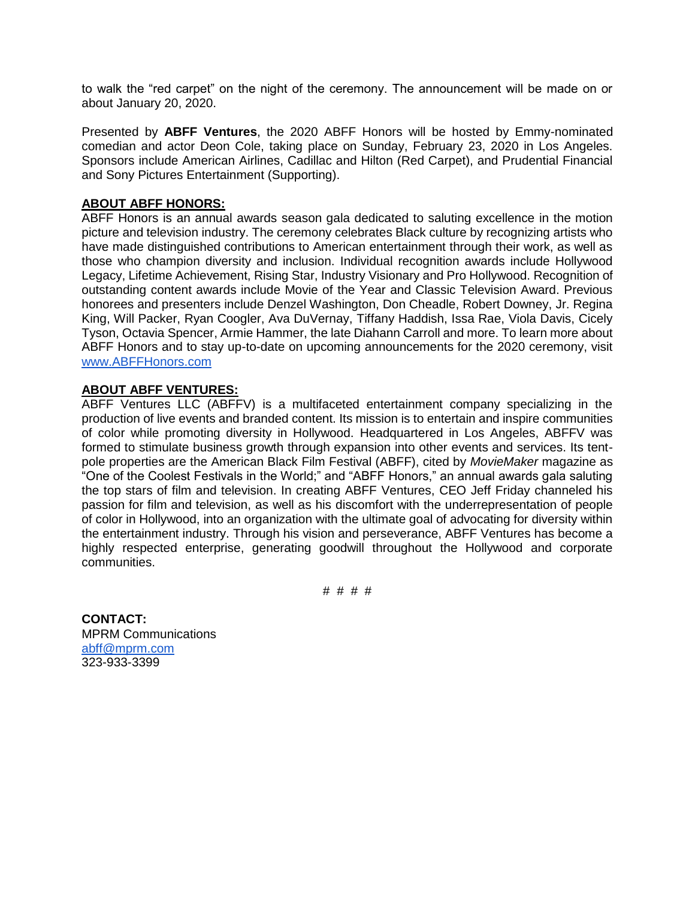to walk the “red carpet” on the night of the ceremony. The announcement will be made on or about January 20, 2020.

Presented by **ABFF Ventures**, the 2020 ABFF Honors will be hosted by Emmy-nominated comedian and actor Deon Cole, taking place on Sunday, February 23, 2020 in Los Angeles. Sponsors include American Airlines, Cadillac and Hilton (Red Carpet), and Prudential Financial and Sony Pictures Entertainment (Supporting).

**ABOUT ABFF HONORS:**

ABFF Honors is an annual awards season gala dedicated to saluting excellence in the motion picture and television industry. The ceremony celebrates Black culture by recognizing artists who have made distinguished contributions to American entertainment through their work, as well as those who champion diversity and inclusion. Individual recognition awards include Hollywood Legacy, Lifetime Achievement, Rising Star, Industry Visionary and Pro Hollywood. Recognition of outstanding content awards include Movie of the Year and Classic Television Award. Previous honorees and presenters include Denzel Washington, Don Cheadle, Robert Downey, Jr. Regina King, Will Packer, Ryan Coogler, Ava DuVernay, Tiffany Haddish, Issa Rae, Viola Davis, Cicely Tyson, Octavia Spencer, Armie Hammer, the late Diahann Carroll and more. To learn more about ABFF Honors and to stay up-to-date on upcoming announcements for the 2020 ceremony, visit [www.ABFFHonors.com](http://www.ABFFHonors.com)

**ABOUT ABFF VENTURES:**

ABFF Ventures LLC (ABFFV) is a multifaceted entertainment company specializing in the production of live events and branded content. Its mission is to entertain and inspire communities of color while promoting diversity in Hollywood. Headquartered in Los Angeles, ABFFV was formed to stimulate business growth through expansion into other events and services. Its tent-pole properties are the American Black Film Festival (ABFF), cited by *MovieMaker* magazine as “One of the Coolest Festivals in the World;” and “ABFF Honors,” an annual awards gala saluting the top stars of film and television. In creating ABFF Ventures, CEO Jeff Friday channeled his passion for film and television, as well as his discomfort with the underrepresentation of people of color in Hollywood, into an organization with the ultimate goal of advocating for diversity within the entertainment industry. Through his vision and perseverance, ABFF Ventures has become a highly respected enterprise, generating goodwill throughout the Hollywood and corporate communities.

# # # #

**CONTACT:**
MPRM Communications
[abff@mprm.com](mailto:abff@mprm.com)
323-933-3399